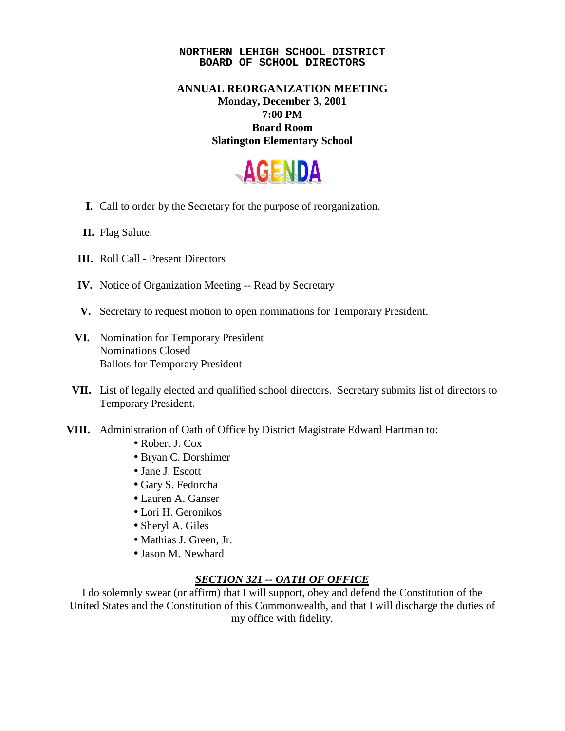**NORTHERN LEHIGH SCHOOL DISTRICT**
**BOARD OF SCHOOL DIRECTORS**

**ANNUAL REORGANIZATION MEETING**
**Monday, December 3, 2001**
**7:00 PM**
**Board Room**
**Slatington Elementary School**

# AGENDA

**I.** Call to order by the Secretary for the purpose of reorganization.

**II.** Flag Salute.

**III.** Roll Call - Present Directors

**IV.** Notice of Organization Meeting -- Read by Secretary

**V.** Secretary to request motion to open nominations for Temporary President.

**VI.** Nomination for Temporary President
Nominations Closed
Ballots for Temporary President

**VII.** List of legally elected and qualified school directors. Secretary submits list of directors to Temporary President.

**VIII.** Administration of Oath of Office by District Magistrate Edward Hartman to:

- Robert J. Cox
- Bryan C. Dorshimer
- Jane J. Escott
- Gary S. Fedorcha
- Lauren A. Ganser
- Lori H. Geronikos
- Sheryl A. Giles
- Mathias J. Green, Jr.
- Jason M. Newhard

***SECTION 321 -- OATH OF OFFICE***

I do solemnly swear (or affirm) that I will support, obey and defend the Constitution of the United States and the Constitution of this Commonwealth, and that I will discharge the duties of my office with fidelity.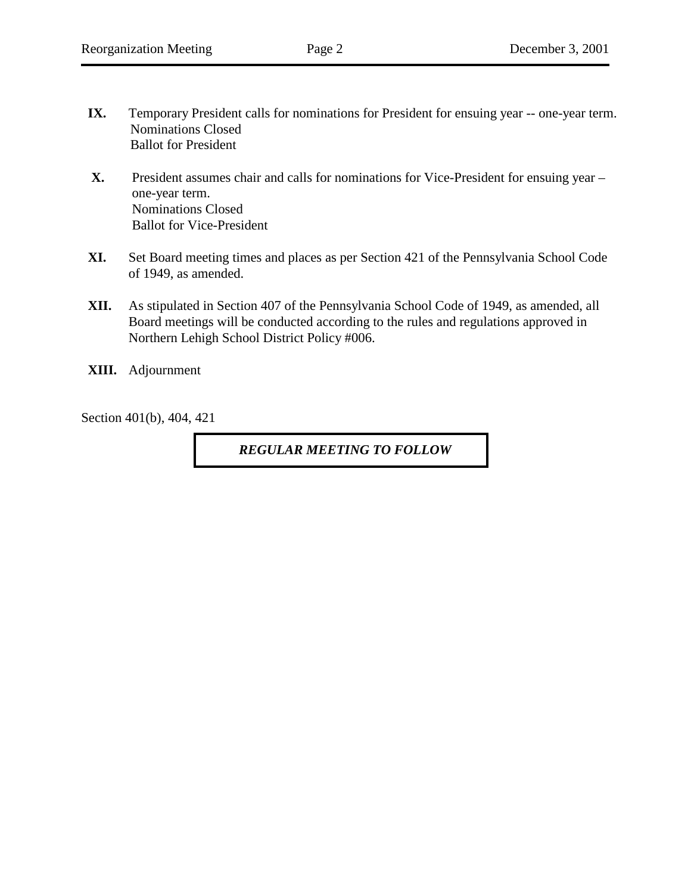**IX.** Temporary President calls for nominations for President for ensuing year -- one-year term.
Nominations Closed
Ballot for President

**X.** President assumes chair and calls for nominations for Vice-President for ensuing year – one-year term.
Nominations Closed
Ballot for Vice-President

**XI.** Set Board meeting times and places as per Section 421 of the Pennsylvania School Code of 1949, as amended.

**XII.** As stipulated in Section 407 of the Pennsylvania School Code of 1949, as amended, all Board meetings will be conducted according to the rules and regulations approved in Northern Lehigh School District Policy #006.

**XIII.** Adjournment

Section 401(b), 404, 421

***REGULAR MEETING TO FOLLOW***